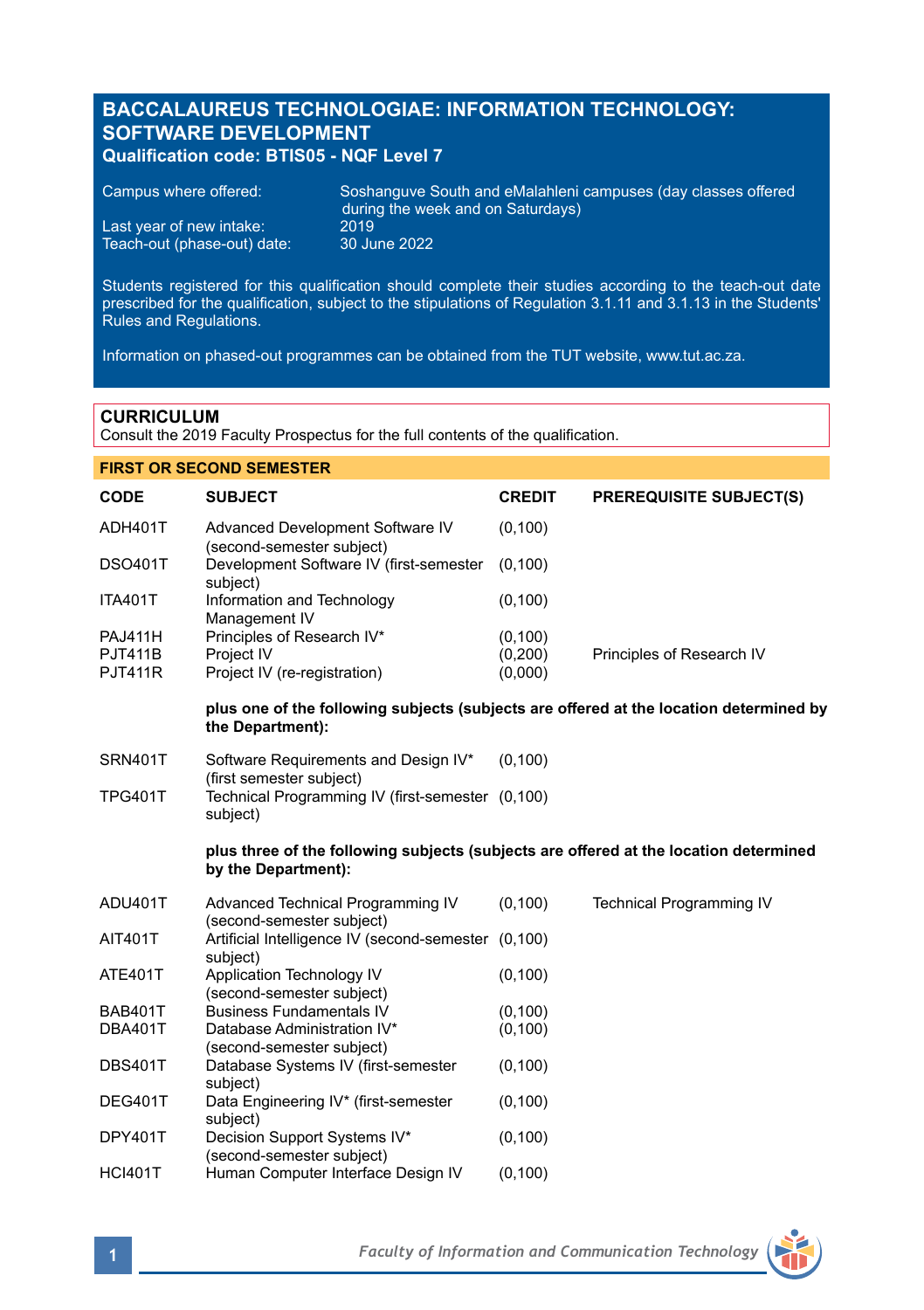# BACCALAUREUS TECHNOLOGIAE: INFORMATION TECHNOLOGY: SOFTWARE DEVELOPMENT

**Qualification code: BTIS05 - NQF Level 7**

Campus where offered: Soshanguve South and eMalahleni campuses (day classes offered during the week and on Saturdays)
Last year of new intake: 2019
Teach-out (phase-out) date: 30 June 2022

Students registered for this qualification should complete their studies according to the teach-out date prescribed for the qualification, subject to the stipulations of Regulation 3.1.11 and 3.1.13 in the Students' Rules and Regulations.

Information on phased-out programmes can be obtained from the TUT website, www.tut.ac.za.

## CURRICULUM

Consult the 2019 Faculty Prospectus for the full contents of the qualification.

### FIRST OR SECOND SEMESTER

| CODE | SUBJECT | CREDIT | PREREQUISITE SUBJECT(S) |
|---|---|---|---|
| ADH401T | Advanced Development Software IV (second-semester subject) | (0,100) | |
| DSO401T | Development Software IV (first-semester subject) | (0,100) | |
| ITA401T | Information and Technology Management IV | (0,100) | |
| PAJ411H | Principles of Research IV* | (0,100) | |
| PJT411B | Project IV | (0,200) | Principles of Research IV |
| PJT411R | Project IV (re-registration) | (0,000) | |

**plus one of the following subjects (subjects are offered at the location determined by the Department):**

| CODE | SUBJECT | CREDIT | PREREQUISITE SUBJECT(S) |
|---|---|---|---|
| SRN401T | Software Requirements and Design IV* (first semester subject) | (0,100) | |
| TPG401T | Technical Programming IV (first-semester subject) | (0,100) | |

**plus three of the following subjects (subjects are offered at the location determined by the Department):**

| CODE | SUBJECT | CREDIT | PREREQUISITE SUBJECT(S) |
|---|---|---|---|
| ADU401T | Advanced Technical Programming IV (second-semester subject) | (0,100) | Technical Programming IV |
| AIT401T | Artificial Intelligence IV (second-semester subject) | (0,100) | |
| ATE401T | Application Technology IV (second-semester subject) | (0,100) | |
| BAB401T | Business Fundamentals IV | (0,100) | |
| DBA401T | Database Administration IV* (second-semester subject) | (0,100) | |
| DBS401T | Database Systems IV (first-semester subject) | (0,100) | |
| DEG401T | Data Engineering IV* (first-semester subject) | (0,100) | |
| DPY401T | Decision Support Systems IV* (second-semester subject) | (0,100) | |
| HCI401T | Human Computer Interface Design IV | (0,100) | |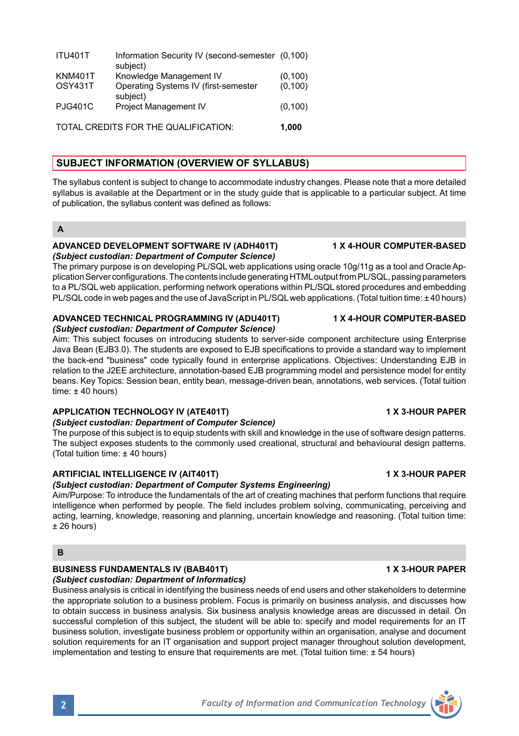| | | |
|---|---|---|
| ITU401T | Information Security IV (second-semester subject) | (0,100) |
| KNM401T | Knowledge Management IV | (0,100) |
| OSY431T | Operating Systems IV (first-semester subject) | (0,100) |
| PJG401C | Project Management IV | (0,100) |
| TOTAL CREDITS FOR THE QUALIFICATION: | | **1,000** |

## SUBJECT INFORMATION (OVERVIEW OF SYLLABUS)

The syllabus content is subject to change to accommodate industry changes. Please note that a more detailed syllabus is available at the Department or in the study guide that is applicable to a particular subject. At time of publication, the syllabus content was defined as follows:

### A

**ADVANCED DEVELOPMENT SOFTWARE IV (ADH401T) — 1 X 4-HOUR COMPUTER-BASED**
***(Subject custodian: Department of Computer Science)***
The primary purpose is on developing PL/SQL web applications using oracle 10g/11g as a tool and Oracle Application Server configurations. The contents include generating HTML output from PL/SQL, passing parameters to a PL/SQL web application, performing network operations within PL/SQL stored procedures and embedding PL/SQL code in web pages and the use of JavaScript in PL/SQL web applications. (Total tuition time: ± 40 hours)

**ADVANCED TECHNICAL PROGRAMMING IV (ADU401T) — 1 X 4-HOUR COMPUTER-BASED**
***(Subject custodian: Department of Computer Science)***
Aim: This subject focuses on introducing students to server-side component architecture using Enterprise Java Bean (EJB3.0). The students are exposed to EJB specifications to provide a standard way to implement the back-end "business" code typically found in enterprise applications. Objectives: Understanding EJB in relation to the J2EE architecture, annotation-based EJB programming model and persistence model for entity beans. Key Topics: Session bean, entity bean, message-driven bean, annotations, web services. (Total tuition time: ± 40 hours)

**APPLICATION TECHNOLOGY IV (ATE401T) — 1 X 3-HOUR PAPER**
***(Subject custodian: Department of Computer Science)***
The purpose of this subject is to equip students with skill and knowledge in the use of software design patterns. The subject exposes students to the commonly used creational, structural and behavioural design patterns. (Total tuition time: ± 40 hours)

**ARTIFICIAL INTELLIGENCE IV (AIT401T) — 1 X 3-HOUR PAPER**
***(Subject custodian: Department of Computer Systems Engineering)***
Aim/Purpose: To introduce the fundamentals of the art of creating machines that perform functions that require intelligence when performed by people. The field includes problem solving, communicating, perceiving and acting, learning, knowledge, reasoning and planning, uncertain knowledge and reasoning. (Total tuition time: ± 26 hours)

### B

**BUSINESS FUNDAMENTALS IV (BAB401T) — 1 X 3-HOUR PAPER**
***(Subject custodian: Department of Informatics)***
Business analysis is critical in identifying the business needs of end users and other stakeholders to determine the appropriate solution to a business problem. Focus is primarily on business analysis, and discusses how to obtain success in business analysis. Six business analysis knowledge areas are discussed in detail. On successful completion of this subject, the student will be able to: specify and model requirements for an IT business solution, investigate business problem or opportunity within an organisation, analyse and document solution requirements for an IT organisation and support project manager throughout solution development, implementation and testing to ensure that requirements are met. (Total tuition time: ± 54 hours)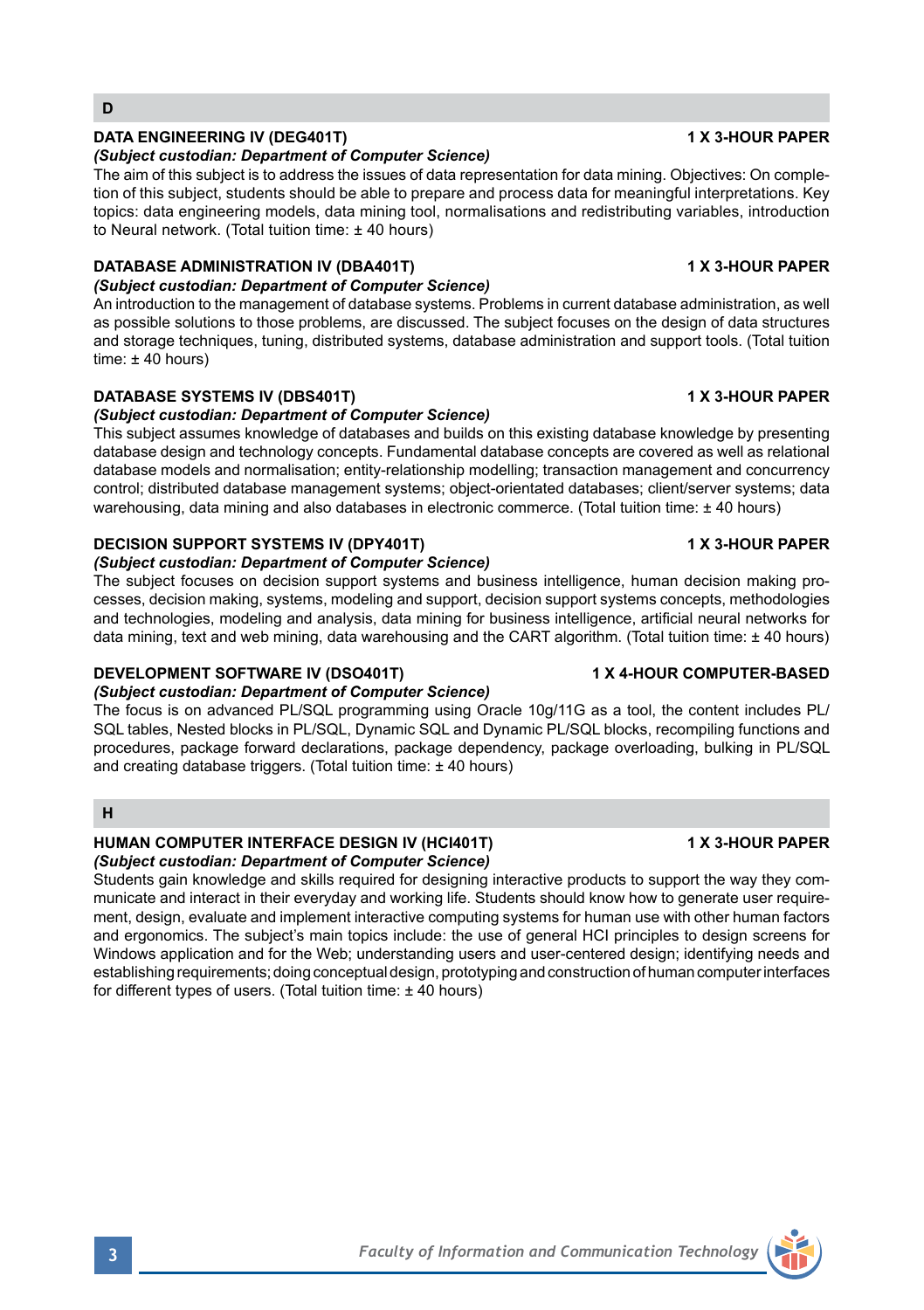## D

### DATA ENGINEERING IV (DEG401T) — 1 X 3-HOUR PAPER

***(Subject custodian: Department of Computer Science)***

The aim of this subject is to address the issues of data representation for data mining. Objectives: On completion of this subject, students should be able to prepare and process data for meaningful interpretations. Key topics: data engineering models, data mining tool, normalisations and redistributing variables, introduction to Neural network. (Total tuition time: ± 40 hours)

### DATABASE ADMINISTRATION IV (DBA401T) — 1 X 3-HOUR PAPER

***(Subject custodian: Department of Computer Science)***

An introduction to the management of database systems. Problems in current database administration, as well as possible solutions to those problems, are discussed. The subject focuses on the design of data structures and storage techniques, tuning, distributed systems, database administration and support tools. (Total tuition time: ± 40 hours)

### DATABASE SYSTEMS IV (DBS401T) — 1 X 3-HOUR PAPER

***(Subject custodian: Department of Computer Science)***

This subject assumes knowledge of databases and builds on this existing database knowledge by presenting database design and technology concepts. Fundamental database concepts are covered as well as relational database models and normalisation; entity-relationship modelling; transaction management and concurrency control; distributed database management systems; object-orientated databases; client/server systems; data warehousing, data mining and also databases in electronic commerce. (Total tuition time: ± 40 hours)

### DECISION SUPPORT SYSTEMS IV (DPY401T) — 1 X 3-HOUR PAPER

***(Subject custodian: Department of Computer Science)***

The subject focuses on decision support systems and business intelligence, human decision making processes, decision making, systems, modeling and support, decision support systems concepts, methodologies and technologies, modeling and analysis, data mining for business intelligence, artificial neural networks for data mining, text and web mining, data warehousing and the CART algorithm. (Total tuition time: ± 40 hours)

### DEVELOPMENT SOFTWARE IV (DSO401T) — 1 X 4-HOUR COMPUTER-BASED

***(Subject custodian: Department of Computer Science)***

The focus is on advanced PL/SQL programming using Oracle 10g/11G as a tool, the content includes PL/SQL tables, Nested blocks in PL/SQL, Dynamic SQL and Dynamic PL/SQL blocks, recompiling functions and procedures, package forward declarations, package dependency, package overloading, bulking in PL/SQL and creating database triggers. (Total tuition time: ± 40 hours)

## H

### HUMAN COMPUTER INTERFACE DESIGN IV (HCI401T) — 1 X 3-HOUR PAPER

***(Subject custodian: Department of Computer Science)***

Students gain knowledge and skills required for designing interactive products to support the way they communicate and interact in their everyday and working life. Students should know how to generate user requirement, design, evaluate and implement interactive computing systems for human use with other human factors and ergonomics. The subject's main topics include: the use of general HCI principles to design screens for Windows application and for the Web; understanding users and user-centered design; identifying needs and establishing requirements; doing conceptual design, prototyping and construction of human computer interfaces for different types of users. (Total tuition time: ± 40 hours)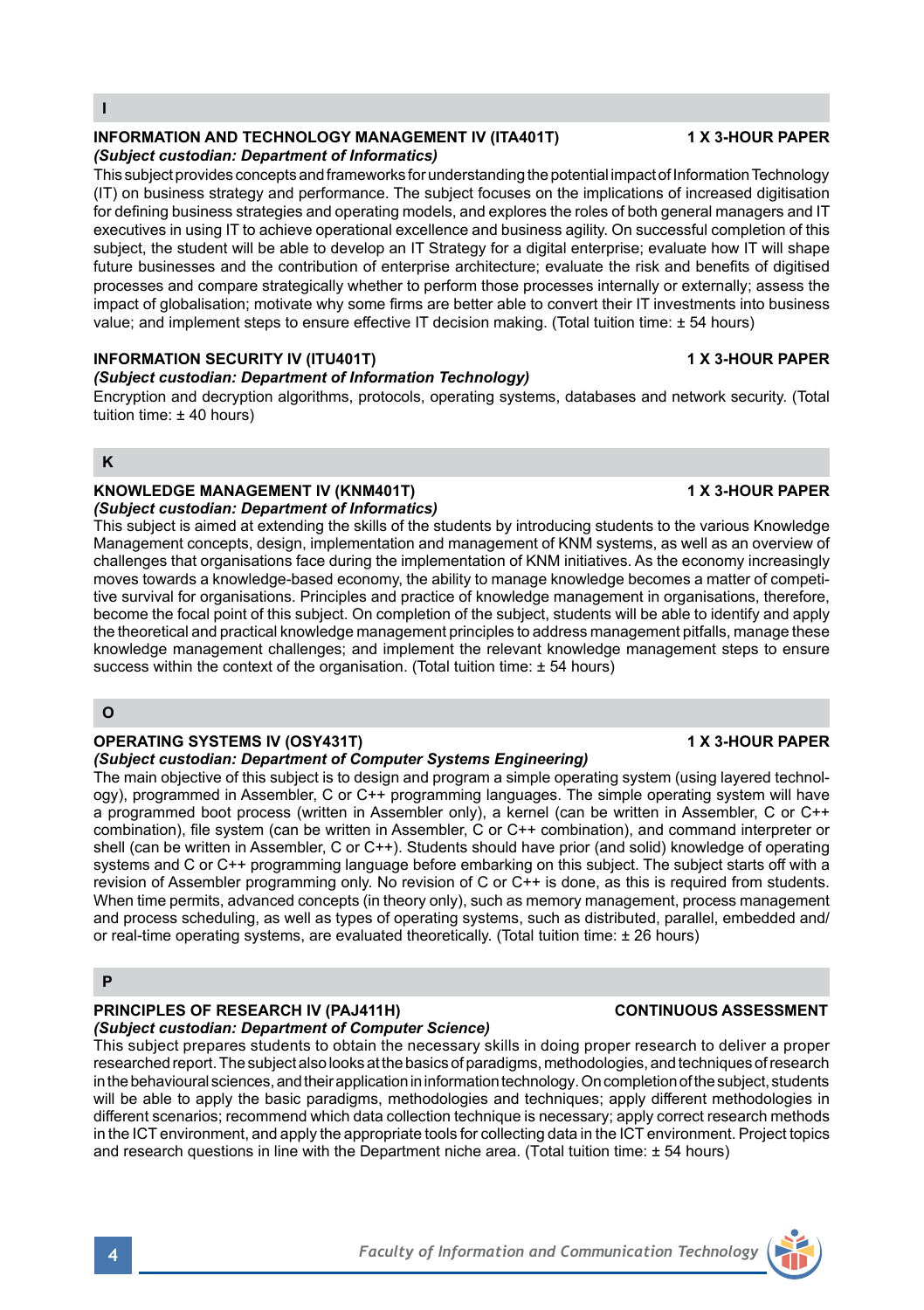## I

### INFORMATION AND TECHNOLOGY MANAGEMENT IV (ITA401T) — 1 X 3-HOUR PAPER

***(Subject custodian: Department of Informatics)***

This subject provides concepts and frameworks for understanding the potential impact of Information Technology (IT) on business strategy and performance. The subject focuses on the implications of increased digitisation for defining business strategies and operating models, and explores the roles of both general managers and IT executives in using IT to achieve operational excellence and business agility. On successful completion of this subject, the student will be able to develop an IT Strategy for a digital enterprise; evaluate how IT will shape future businesses and the contribution of enterprise architecture; evaluate the risk and benefits of digitised processes and compare strategically whether to perform those processes internally or externally; assess the impact of globalisation; motivate why some firms are better able to convert their IT investments into business value; and implement steps to ensure effective IT decision making. (Total tuition time: ± 54 hours)

### INFORMATION SECURITY IV (ITU401T) — 1 X 3-HOUR PAPER

***(Subject custodian: Department of Information Technology)***

Encryption and decryption algorithms, protocols, operating systems, databases and network security. (Total tuition time: ± 40 hours)

## K

### KNOWLEDGE MANAGEMENT IV (KNM401T) — 1 X 3-HOUR PAPER

***(Subject custodian: Department of Informatics)***

This subject is aimed at extending the skills of the students by introducing students to the various Knowledge Management concepts, design, implementation and management of KNM systems, as well as an overview of challenges that organisations face during the implementation of KNM initiatives. As the economy increasingly moves towards a knowledge-based economy, the ability to manage knowledge becomes a matter of competitive survival for organisations. Principles and practice of knowledge management in organisations, therefore, become the focal point of this subject. On completion of the subject, students will be able to identify and apply the theoretical and practical knowledge management principles to address management pitfalls, manage these knowledge management challenges; and implement the relevant knowledge management steps to ensure success within the context of the organisation. (Total tuition time: ± 54 hours)

## O

### OPERATING SYSTEMS IV (OSY431T) — 1 X 3-HOUR PAPER

***(Subject custodian: Department of Computer Systems Engineering)***

The main objective of this subject is to design and program a simple operating system (using layered technology), programmed in Assembler, C or C++ programming languages. The simple operating system will have a programmed boot process (written in Assembler only), a kernel (can be written in Assembler, C or C++ combination), file system (can be written in Assembler, C or C++ combination), and command interpreter or shell (can be written in Assembler, C or C++). Students should have prior (and solid) knowledge of operating systems and C or C++ programming language before embarking on this subject. The subject starts off with a revision of Assembler programming only. No revision of C or C++ is done, as this is required from students. When time permits, advanced concepts (in theory only), such as memory management, process management and process scheduling, as well as types of operating systems, such as distributed, parallel, embedded and/or real-time operating systems, are evaluated theoretically. (Total tuition time: ± 26 hours)

## P

### PRINCIPLES OF RESEARCH IV (PAJ411H) — CONTINUOUS ASSESSMENT

***(Subject custodian: Department of Computer Science)***

This subject prepares students to obtain the necessary skills in doing proper research to deliver a proper researched report. The subject also looks at the basics of paradigms, methodologies, and techniques of research in the behavioural sciences, and their application in information technology. On completion of the subject, students will be able to apply the basic paradigms, methodologies and techniques; apply different methodologies in different scenarios; recommend which data collection technique is necessary; apply correct research methods in the ICT environment, and apply the appropriate tools for collecting data in the ICT environment. Project topics and research questions in line with the Department niche area. (Total tuition time: ± 54 hours)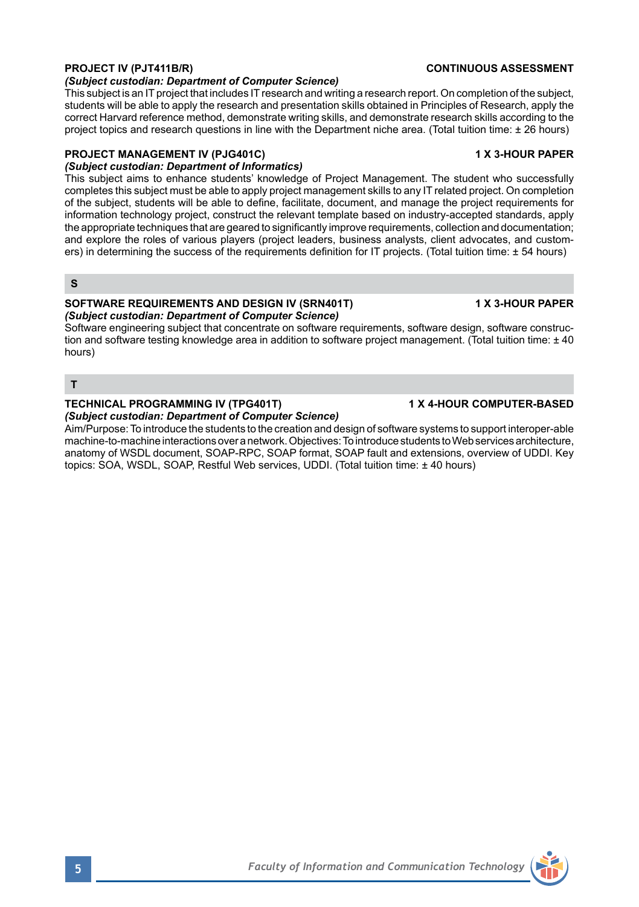**PROJECT IV (PJT411B/R)** **CONTINUOUS ASSESSMENT**

***(Subject custodian: Department of Computer Science)***

This subject is an IT project that includes IT research and writing a research report. On completion of the subject, students will be able to apply the research and presentation skills obtained in Principles of Research, apply the correct Harvard reference method, demonstrate writing skills, and demonstrate research skills according to the project topics and research questions in line with the Department niche area. (Total tuition time: ± 26 hours)

**PROJECT MANAGEMENT IV (PJG401C)** **1 X 3-HOUR PAPER**

***(Subject custodian: Department of Informatics)***

This subject aims to enhance students' knowledge of Project Management. The student who successfully completes this subject must be able to apply project management skills to any IT related project. On completion of the subject, students will be able to define, facilitate, document, and manage the project requirements for information technology project, construct the relevant template based on industry-accepted standards, apply the appropriate techniques that are geared to significantly improve requirements, collection and documentation; and explore the roles of various players (project leaders, business analysts, client advocates, and customers) in determining the success of the requirements definition for IT projects. (Total tuition time: ± 54 hours)

## S

**SOFTWARE REQUIREMENTS AND DESIGN IV (SRN401T)** **1 X 3-HOUR PAPER**

***(Subject custodian: Department of Computer Science)***

Software engineering subject that concentrate on software requirements, software design, software construction and software testing knowledge area in addition to software project management. (Total tuition time: ± 40 hours)

## T

**TECHNICAL PROGRAMMING IV (TPG401T)** **1 X 4-HOUR COMPUTER-BASED**

***(Subject custodian: Department of Computer Science)***

Aim/Purpose: To introduce the students to the creation and design of software systems to support interoper-able machine-to-machine interactions over a network. Objectives: To introduce students to Web services architecture, anatomy of WSDL document, SOAP-RPC, SOAP format, SOAP fault and extensions, overview of UDDI. Key topics: SOA, WSDL, SOAP, Restful Web services, UDDI. (Total tuition time: ± 40 hours)